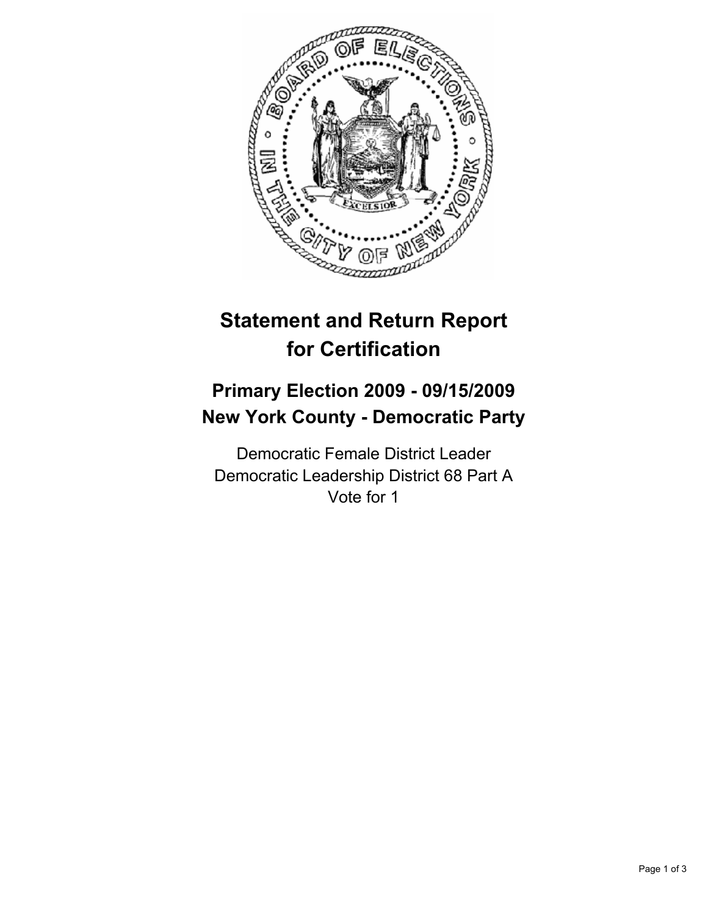# Statement and Return Report for Certification

## Primary Election 2009 - 09/15/2009
## New York County - Democratic Party

Democratic Female District Leader
Democratic Leadership District 68 Part A
Vote for 1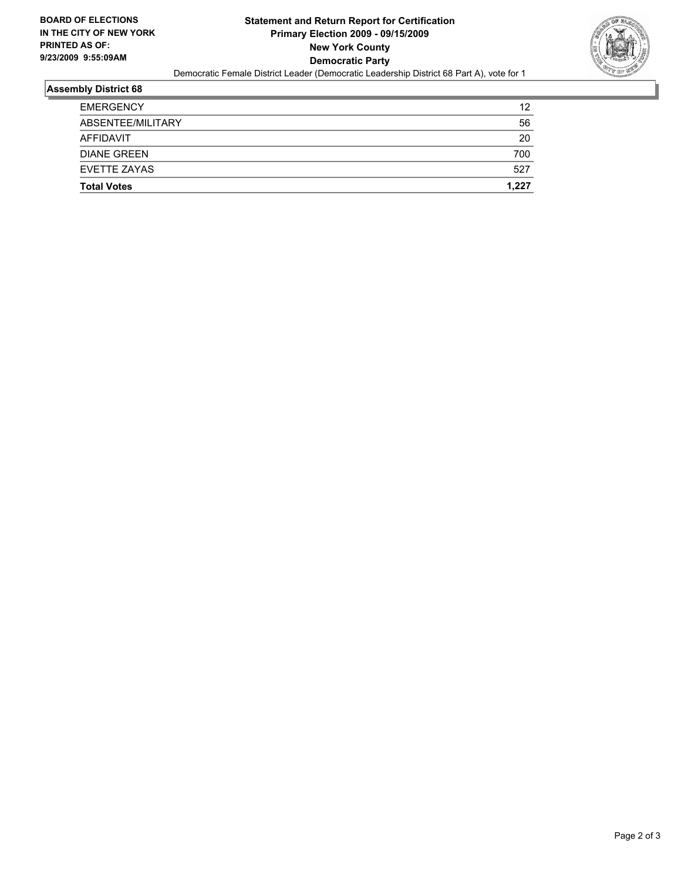**BOARD OF ELECTIONS IN THE CITY OF NEW YORK PRINTED AS OF: 9/23/2009 9:55:09AM**

**Statement and Return Report for Certification**
**Primary Election 2009 - 09/15/2009**
**New York County**
**Democratic Party**

Democratic Female District Leader (Democratic Leadership District 68 Part A), vote for 1

## Assembly District 68

| | |
|---|---|
| EMERGENCY | 12 |
| ABSENTEE/MILITARY | 56 |
| AFFIDAVIT | 20 |
| DIANE GREEN | 700 |
| EVETTE ZAYAS | 527 |
| **Total Votes** | **1,227** |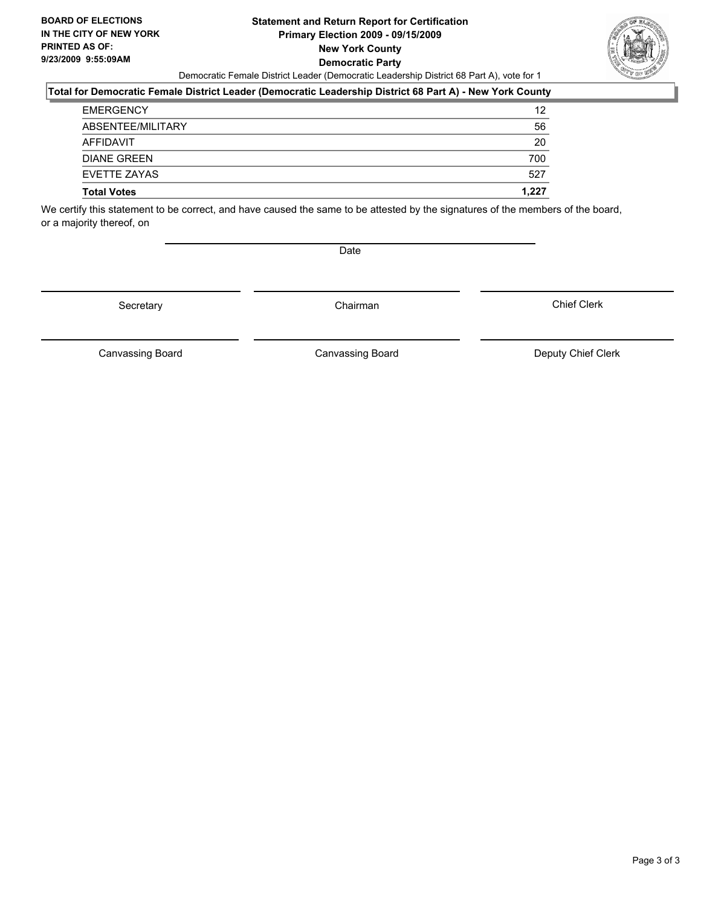**BOARD OF ELECTIONS IN THE CITY OF NEW YORK PRINTED AS OF: 9/23/2009 9:55:09AM**

**Statement and Return Report for Certification**
**Primary Election 2009 - 09/15/2009**
**New York County**
**Democratic Party**

Democratic Female District Leader (Democratic Leadership District 68 Part A), vote for 1

**Total for Democratic Female District Leader (Democratic Leadership District 68 Part A) - New York County**

| | |
|---|---|
| EMERGENCY | 12 |
| ABSENTEE/MILITARY | 56 |
| AFFIDAVIT | 20 |
| DIANE GREEN | 700 |
| EVETTE ZAYAS | 527 |
| **Total Votes** | **1,227** |

We certify this statement to be correct, and have caused the same to be attested by the signatures of the members of the board, or a majority thereof, on

Date

Secretary

Chairman

Chief Clerk

Canvassing Board

Canvassing Board

Deputy Chief Clerk